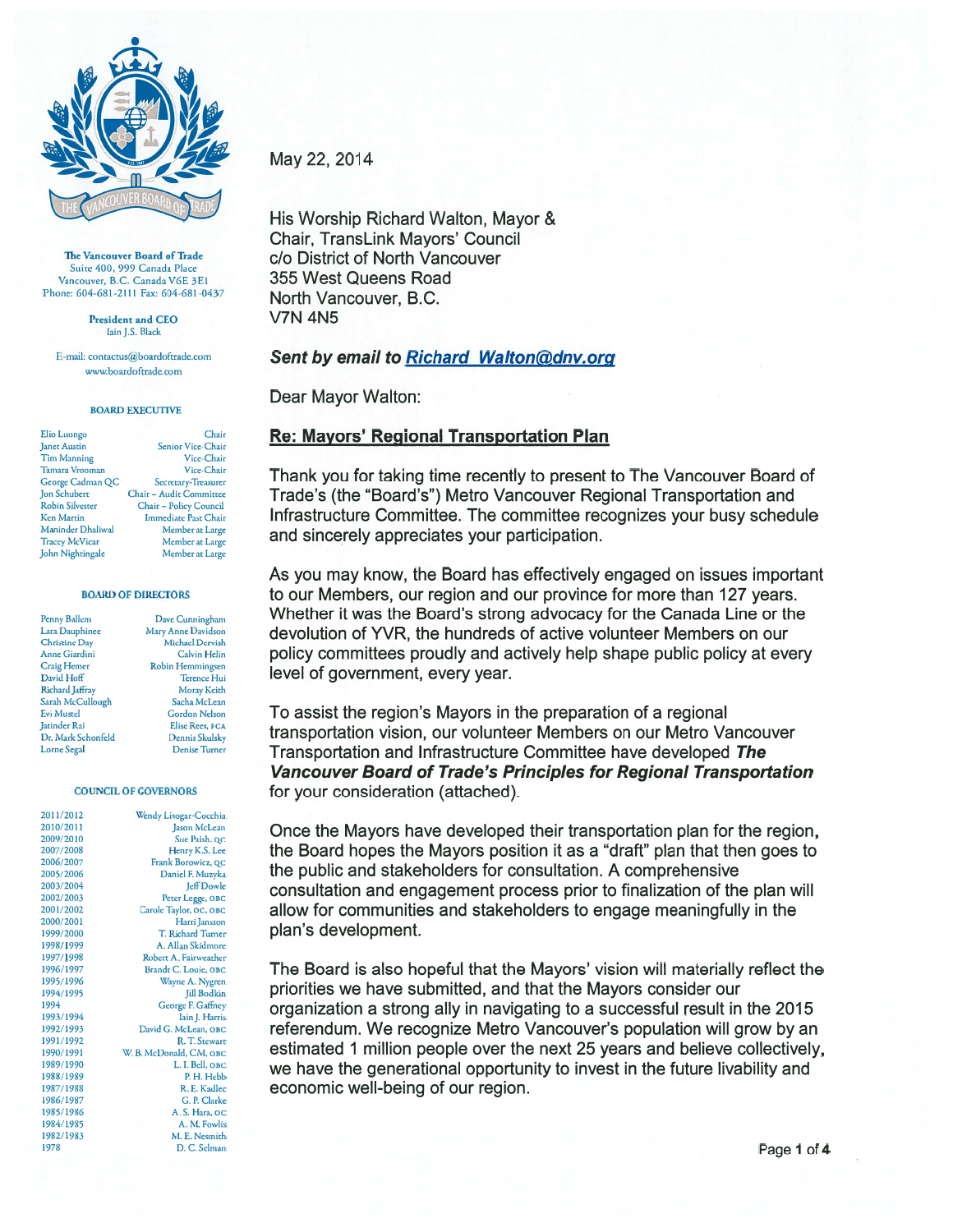The Vancouver Board of Trade
Suite 400, 999 Canada Place
Vancouver, B.C. Canada V6E 3E1
Phone: 604-681-2111 Fax: 604-681-0437

President and CEO
Iain J.S. Black

E-mail: contactus@boardoftrade.com
www.boardoftrade.com

**BOARD EXECUTIVE**

| | |
|---|---|
| Elio Luongo | Chair |
| Janet Austin | Senior Vice-Chair |
| Tim Manning | Vice-Chair |
| Tamara Vrooman | Vice-Chair |
| George Cadman QC | Secretary-Treasurer |
| Jon Schubert | Chair – Audit Committee |
| Robin Silvester | Chair – Policy Council |
| Ken Martin | Immediate Past Chair |
| Maninder Dhaliwal | Member at Large |
| Tracey McVicar | Member at Large |
| John Nightingale | Member at Large |

**BOARD OF DIRECTORS**

| | |
|---|---|
| Penny Ballem | Dave Cunningham |
| Lara Dauphinee | Mary Anne Davidson |
| Christine Day | Michael Dervish |
| Anne Giardini | Calvin Helin |
| Craig Hemer | Robin Hemmingsen |
| David Hoff | Terence Hui |
| Richard Jaffray | Moray Keith |
| Sarah McCullough | Sacha McLean |
| Evi Mustel | Gordon Nelson |
| Jatinder Rai | Elise Rees, FCA |
| Dr. Mark Schonfeld | Dennis Skulsky |
| Lorne Segal | Denise Turner |

**COUNCIL OF GOVERNORS**

| | |
|---|---|
| 2011/2012 | Wendy Lisogar-Cocchia |
| 2010/2011 | Jason McLean |
| 2009/2010 | Sue Paish, QC |
| 2007/2008 | Henry K.S. Lee |
| 2006/2007 | Frank Borowicz, QC |
| 2005/2006 | Daniel F. Muzyka |
| 2003/2004 | Jeff Dowle |
| 2002/2003 | Peter Legge, OBC |
| 2001/2002 | Carole Taylor, OC, OBC |
| 2000/2001 | Harri Jansson |
| 1999/2000 | T. Richard Turner |
| 1998/1999 | A. Allan Skidmore |
| 1997/1998 | Robert A. Fairweather |
| 1996/1997 | Brandt C. Louie, OBC |
| 1995/1996 | Wayne A. Nygren |
| 1994/1995 | Jill Bodkin |
| 1994 | George F. Gaffney |
| 1993/1994 | Iain J. Harris |
| 1992/1993 | David G. McLean, OBC |
| 1991/1992 | R. T. Stewart |
| 1990/1991 | W. B. McDonald, CM, OBC |
| 1989/1990 | L. I. Bell, OBC |
| 1988/1989 | P. H. Hebb |
| 1987/1988 | R. E. Kadlec |
| 1986/1987 | G. P. Clarke |
| 1985/1986 | A. S. Hara, OC |
| 1984/1985 | A. M. Fowlis |
| 1982/1983 | M. E. Nesmith |
| 1978 | D. C. Selman |

May 22, 2014

His Worship Richard Walton, Mayor &
Chair, TransLink Mayors' Council
c/o District of North Vancouver
355 West Queens Road
North Vancouver, B.C.
V7N 4N5

***Sent by email to Richard_Walton@dnv.org***

Dear Mayor Walton:

**Re: Mayors' Regional Transportation Plan**

Thank you for taking time recently to present to The Vancouver Board of Trade's (the "Board's") Metro Vancouver Regional Transportation and Infrastructure Committee. The committee recognizes your busy schedule and sincerely appreciates your participation.

As you may know, the Board has effectively engaged on issues important to our Members, our region and our province for more than 127 years. Whether it was the Board's strong advocacy for the Canada Line or the devolution of YVR, the hundreds of active volunteer Members on our policy committees proudly and actively help shape public policy at every level of government, every year.

To assist the region's Mayors in the preparation of a regional transportation vision, our volunteer Members on our Metro Vancouver Transportation and Infrastructure Committee have developed ***The Vancouver Board of Trade's Principles for Regional Transportation*** for your consideration (attached).

Once the Mayors have developed their transportation plan for the region, the Board hopes the Mayors position it as a "draft" plan that then goes to the public and stakeholders for consultation. A comprehensive consultation and engagement process prior to finalization of the plan will allow for communities and stakeholders to engage meaningfully in the plan's development.

The Board is also hopeful that the Mayors' vision will materially reflect the priorities we have submitted, and that the Mayors consider our organization a strong ally in navigating to a successful result in the 2015 referendum. We recognize Metro Vancouver's population will grow by an estimated 1 million people over the next 25 years and believe collectively, we have the generational opportunity to invest in the future livability and economic well-being of our region.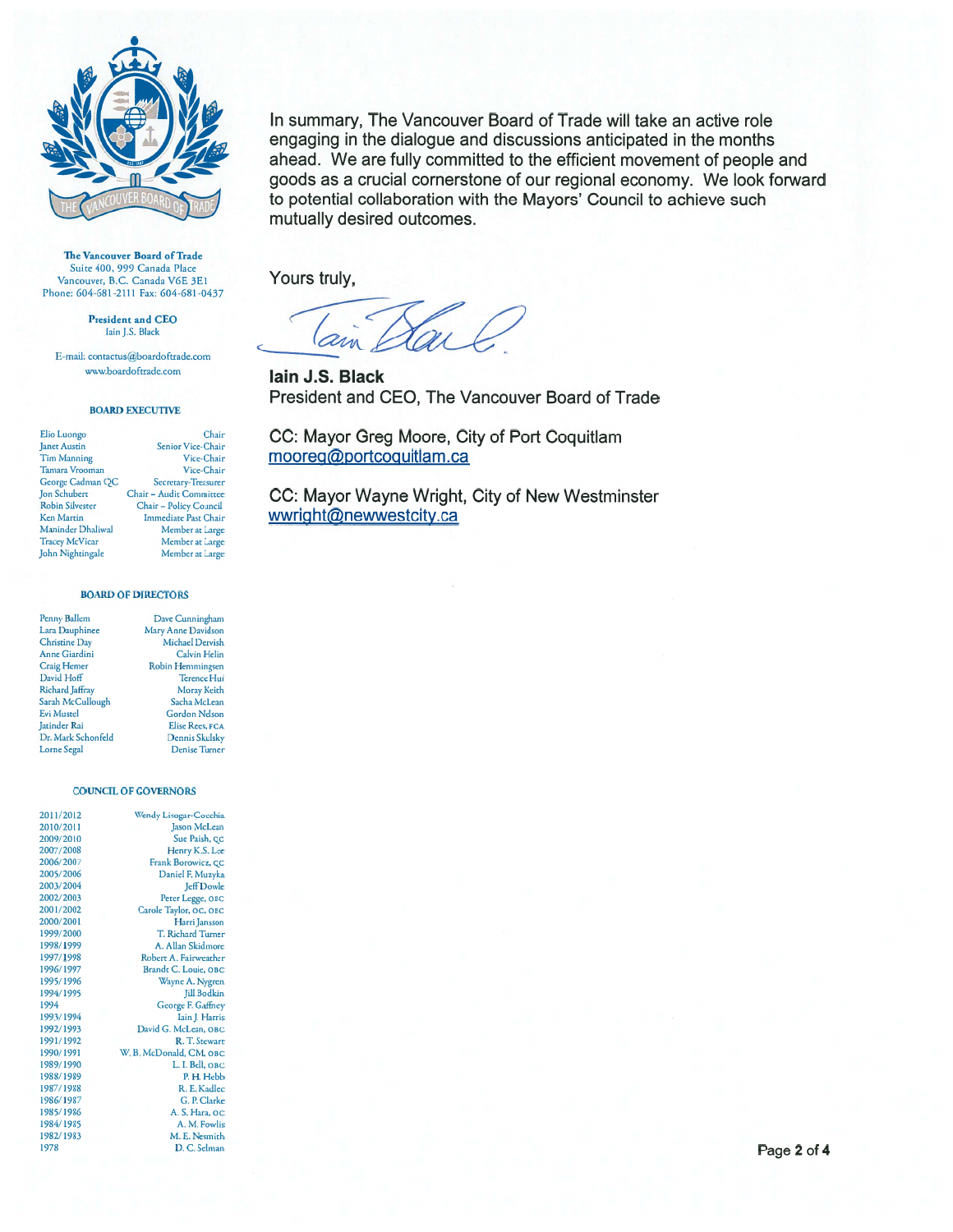**The Vancouver Board of Trade**
Suite 400, 999 Canada Place
Vancouver, B.C. Canada V6E 3E1
Phone: 604-681-2111 Fax: 604-681-0437

**President and CEO**
Iain J.S. Black

E-mail: contactus@boardoftrade.com
www.boardoftrade.com

**BOARD EXECUTIVE**

| | |
|---|---|
| Elio Luongo | Chair |
| Janet Austin | Senior Vice-Chair |
| Tim Manning | Vice-Chair |
| Tamara Vrooman | Vice-Chair |
| George Cadman QC | Secretary-Treasurer |
| Jon Schubert | Chair – Audit Committee |
| Robin Silvester | Chair – Policy Council |
| Ken Martin | Immediate Past Chair |
| Maninder Dhaliwal | Member at Large |
| Tracey McVicar | Member at Large |
| John Nightingale | Member at Large |

**BOARD OF DIRECTORS**

| | |
|---|---|
| Penny Ballem | Dave Cunningham |
| Lara Dauphinee | Mary Anne Davidson |
| Christine Day | Michael Dervish |
| Anne Giardini | Calvin Helin |
| Craig Hemer | Robin Hemmingsen |
| David Hoff | Terence Hui |
| Richard Jaffray | Moray Keith |
| Sarah McCullough | Sacha McLean |
| Evi Mustel | Gordon Nelson |
| Jatinder Rai | Elise Rees, FCA |
| Dr. Mark Schonfeld | Dennis Skulsky |
| Lorne Segal | Denise Turner |

**COUNCIL OF GOVERNORS**

| | |
|---|---|
| 2011/2012 | Wendy Lisogar-Cocchia |
| 2010/2011 | Jason McLean |
| 2009/2010 | Sue Paish, QC |
| 2007/2008 | Henry K.S. Lee |
| 2006/2007 | Frank Borowicz, QC |
| 2005/2006 | Daniel F. Muzyka |
| 2003/2004 | Jeff Dowle |
| 2002/2003 | Peter Legge, OBC |
| 2001/2002 | Carole Taylor, OC, OBC |
| 2000/2001 | Harri Jansson |
| 1999/2000 | T. Richard Turner |
| 1998/1999 | A. Allan Skidmore |
| 1997/1998 | Robert A. Fairweather |
| 1996/1997 | Brandt C. Louie, OBC |
| 1995/1996 | Wayne A. Nygren |
| 1994/1995 | Jill Bodkin |
| 1994 | George F. Gaffney |
| 1993/1994 | Iain J. Harris |
| 1992/1993 | David G. McLean, OBC |
| 1991/1992 | R. T. Stewart |
| 1990/1991 | W. B. McDonald, CM, OBC |
| 1989/1990 | L. I. Bell, OBC |
| 1988/1989 | P. H. Hebb |
| 1987/1988 | R. E. Kadlec |
| 1986/1987 | G. P. Clarke |
| 1985/1986 | A. S. Hara, OC |
| 1984/1985 | A. M. Fowlis |
| 1982/1983 | M. E. Nesmith |
| 1978 | D. C. Selman |

In summary, The Vancouver Board of Trade will take an active role engaging in the dialogue and discussions anticipated in the months ahead. We are fully committed to the efficient movement of people and goods as a crucial cornerstone of our regional economy. We look forward to potential collaboration with the Mayors' Council to achieve such mutually desired outcomes.

Yours truly,

**Iain J.S. Black**
President and CEO, The Vancouver Board of Trade

CC: Mayor Greg Moore, City of Port Coquitlam
mooreg@portcoquitlam.ca

CC: Mayor Wayne Wright, City of New Westminster
wwright@newwestcity.ca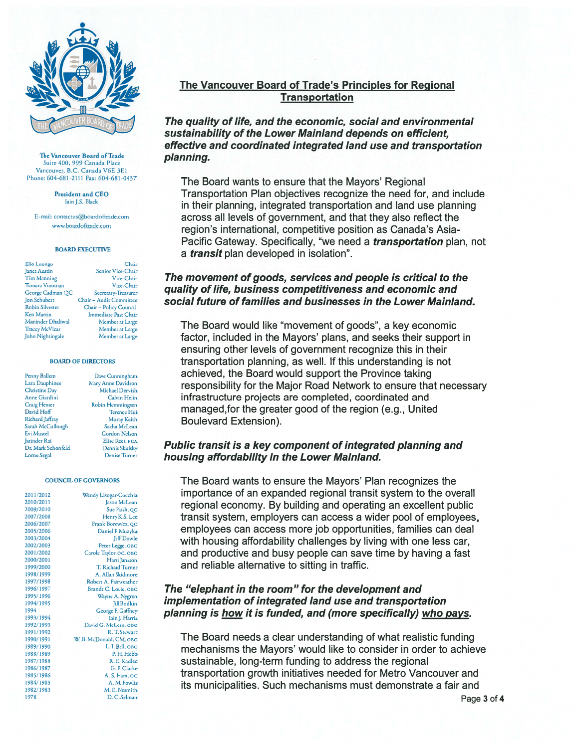The Vancouver Board of Trade
Suite 400, 999 Canada Place
Vancouver, B.C. Canada V6E 3E1
Phone: 604-681-2111 Fax: 604-681-0437

**President and CEO**
Iain J.S. Black

E-mail: contactus@boardoftrade.com
www.boardoftrade.com

**BOARD EXECUTIVE**

| | |
|---|---|
| Elio Luongo | Chair |
| Janet Austin | Senior Vice-Chair |
| Tim Manning | Vice-Chair |
| Tamara Vrooman | Vice-Chair |
| George Cadman QC | Secretary-Treasurer |
| Jon Schubert | Chair – Audit Committee |
| Robin Silvester | Chair – Policy Council |
| Ken Martin | Immediate Past Chair |
| Maninder Dhaliwal | Member at Large |
| Tracey McVicar | Member at Large |
| John Nightingale | Member at Large |

**BOARD OF DIRECTORS**

| | |
|---|---|
| Penny Ballem | Dave Cunningham |
| Lara Dauphinee | Mary Anne Davidson |
| Christine Day | Michael Dervish |
| Anne Giardini | Calvin Helin |
| Craig Hemer | Robin Hemmingsen |
| David Hoff | Terence Hui |
| Richard Jaffray | Moray Keith |
| Sarah McCullough | Sacha McLean |
| Evi Mustel | Gordon Nelson |
| Jatinder Rai | Elise Rees, FCA |
| Dr. Mark Schonfeld | Dennis Skulsky |
| Lorne Segal | Denise Turner |

**COUNCIL OF GOVERNORS**

| | |
|---|---|
| 2011/2012 | Wendy Lisogar-Cocchia |
| 2010/2011 | Jason McLean |
| 2009/2010 | Sue Paish, QC |
| 2007/2008 | Henry K.S. Lee |
| 2006/2007 | Frank Borowicz, QC |
| 2005/2006 | Daniel F. Muzyka |
| 2003/2004 | Jeff Dowle |
| 2002/2003 | Peter Legge, OBC |
| 2001/2002 | Carole Taylor, OC, OBC |
| 2000/2001 | Harri Jansson |
| 1999/2000 | T. Richard Turner |
| 1998/1999 | A. Allan Skidmore |
| 1997/1998 | Robert A. Fairweather |
| 1996/1997 | Brandt C. Louie, OBC |
| 1995/1996 | Wayne A. Nygren |
| 1994/1995 | Jill Bodkin |
| 1994 | George F. Gaffney |
| 1993/1994 | Iain J. Harris |
| 1992/1993 | David G. McLean, OBC |
| 1991/1992 | R. T. Stewart |
| 1990/1991 | W. B. McDonald, CM, OBC |
| 1989/1990 | L. I. Bell, OBC |
| 1988/1989 | P. H. Hebb |
| 1987/1988 | R. E. Kadlec |
| 1986/1987 | G. P. Clarke |
| 1985/1986 | A. S. Hara, OC |
| 1984/1985 | A. M. Fowlis |
| 1982/1983 | M. E. Nesmith |
| 1978 | D. C. Selman |

# The Vancouver Board of Trade's Principles for Regional Transportation

***The quality of life, and the economic, social and environmental sustainability of the Lower Mainland depends on efficient, effective and coordinated integrated land use and transportation planning.***

The Board wants to ensure that the Mayors' Regional Transportation Plan objectives recognize the need for, and include in their planning, integrated transportation and land use planning across all levels of government, and that they also reflect the region's international, competitive position as Canada's Asia-Pacific Gateway. Specifically, "we need a ***transportation*** plan, not a ***transit*** plan developed in isolation".

***The movement of goods, services and people is critical to the quality of life, business competitiveness and economic and social future of families and businesses in the Lower Mainland.***

The Board would like "movement of goods", a key economic factor, included in the Mayors' plans, and seeks their support in ensuring other levels of government recognize this in their transportation planning, as well. If this understanding is not achieved, the Board would support the Province taking responsibility for the Major Road Network to ensure that necessary infrastructure projects are completed, coordinated and managed,for the greater good of the region (e.g., United Boulevard Extension).

***Public transit is a key component of integrated planning and housing affordability in the Lower Mainland.***

The Board wants to ensure the Mayors' Plan recognizes the importance of an expanded regional transit system to the overall regional economy. By building and operating an excellent public transit system, employers can access a wider pool of employees, employees can access more job opportunities, families can deal with housing affordability challenges by living with one less car, and productive and busy people can save time by having a fast and reliable alternative to sitting in traffic.

***The "elephant in the room" for the development and implementation of integrated land use and transportation planning is <u>how</u> it is funded, and (more specifically) <u>who pays</u>.***

The Board needs a clear understanding of what realistic funding mechanisms the Mayors' would like to consider in order to achieve sustainable, long-term funding to address the regional transportation growth initiatives needed for Metro Vancouver and its municipalities. Such mechanisms must demonstrate a fair and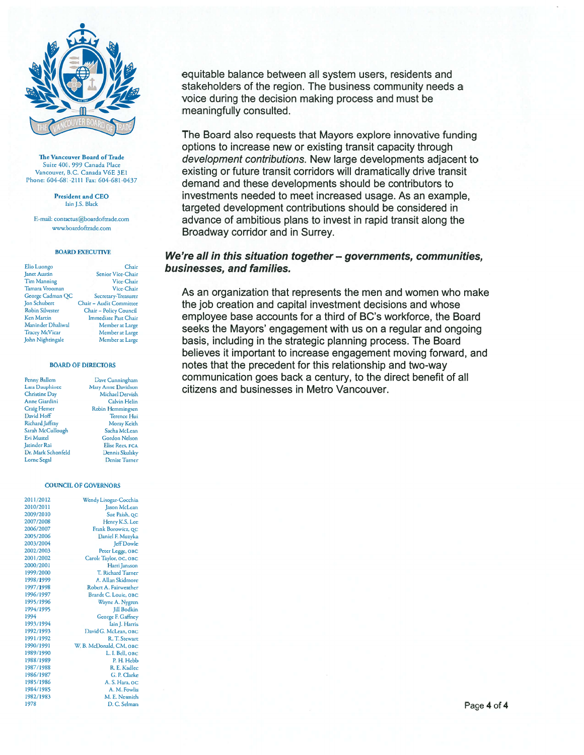equitable balance between all system users, residents and stakeholders of the region. The business community needs a voice during the decision making process and must be meaningfully consulted.

The Board also requests that Mayors explore innovative funding options to increase new or existing transit capacity through *development contributions*. New large developments adjacent to existing or future transit corridors will dramatically drive transit demand and these developments should be contributors to investments needed to meet increased usage. As an example, targeted development contributions should be considered in advance of ambitious plans to invest in rapid transit along the Broadway corridor and in Surrey.

***We're all in this situation together – governments, communities, businesses, and families.***

As an organization that represents the men and women who make the job creation and capital investment decisions and whose employee base accounts for a third of BC's workforce, the Board seeks the Mayors' engagement with us on a regular and ongoing basis, including in the strategic planning process. The Board believes it important to increase engagement moving forward, and notes that the precedent for this relationship and two-way communication goes back a century, to the direct benefit of all citizens and businesses in Metro Vancouver.

**The Vancouver Board of Trade**
Suite 400, 999 Canada Place
Vancouver, B.C. Canada V6E 3E1
Phone: 604-681-2111 Fax: 604-681-0437

**President and CEO**
Iain J.S. Black

E-mail: contactus@boardoftrade.com
www.boardoftrade.com

**BOARD EXECUTIVE**

| | |
|---|---|
| Elio Luongo | Chair |
| Janet Austin | Senior Vice-Chair |
| Tim Manning | Vice-Chair |
| Tamara Vrooman | Vice-Chair |
| George Cadman QC | Secretary-Treasurer |
| Jon Schubert | Chair – Audit Committee |
| Robin Silvester | Chair – Policy Council |
| Ken Martin | Immediate Past Chair |
| Maninder Dhaliwal | Member at Large |
| Tracey McVicar | Member at Large |
| John Nightingale | Member at Large |

**BOARD OF DIRECTORS**

| | |
|---|---|
| Penny Ballem | Dave Cunningham |
| Lara Dauphinee | Mary Anne Davidson |
| Christine Day | Michael Dervish |
| Anne Giardini | Calvin Helin |
| Craig Hemer | Robin Hemmingsen |
| David Hoff | Terence Hui |
| Richard Jaffray | Moray Keith |
| Sarah McCullough | Sacha McLean |
| Evi Mustel | Gordon Nelson |
| Jatinder Rai | Elise Rees, FCA |
| Dr. Mark Schonfeld | Dennis Skulsky |
| Lorne Segal | Denise Turner |

**COUNCIL OF GOVERNORS**

| | |
|---|---|
| 2011/2012 | Wendy Lisogar-Cocchia |
| 2010/2011 | Jason McLean |
| 2009/2010 | Sue Paish, QC |
| 2007/2008 | Henry K.S. Lee |
| 2006/2007 | Frank Borowicz, QC |
| 2005/2006 | Daniel F. Muzyka |
| 2003/2004 | Jeff Dowle |
| 2002/2003 | Peter Legge, OBC |
| 2001/2002 | Carole Taylor, OC, OBC |
| 2000/2001 | Harri Jansson |
| 1999/2000 | T. Richard Turner |
| 1998/1999 | A. Allan Skidmore |
| 1997/1998 | Robert A. Fairweather |
| 1996/1997 | Brandt C. Louie, OBC |
| 1995/1996 | Wayne A. Nygren |
| 1994/1995 | Jill Bodkin |
| 1994 | George F. Gaffney |
| 1993/1994 | Iain J. Harris |
| 1992/1993 | David G. McLean, OBC |
| 1991/1992 | R. T. Stewart |
| 1990/1991 | W. B. McDonald, CM, OBC |
| 1989/1990 | L. I. Bell, OBC |
| 1988/1989 | P. H. Hebb |
| 1987/1988 | R. E. Kadlec |
| 1986/1987 | G. P. Clarke |
| 1985/1986 | A. S. Hara, OC |
| 1984/1985 | A. M. Fowlis |
| 1982/1983 | M. E. Nesmith |
| 1978 | D. C. Selman |